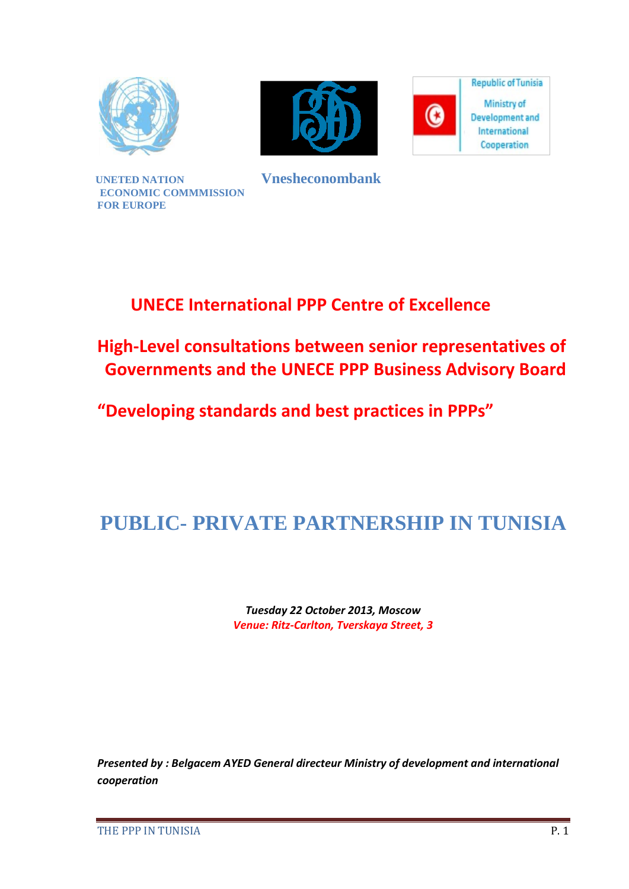UNETED NATION
ECONOMIC COMMMISSION
FOR EUROPE

**Vnesheconombank**

Republic of Tunisia
Ministry of Development and International Cooperation

## UNECE International PPP Centre of Excellence

## High-Level consultations between senior representatives of Governments and the UNECE PPP Business Advisory Board

## "Developing standards and best practices in PPPs"

# PUBLIC- PRIVATE PARTNERSHIP IN TUNISIA

***Tuesday 22 October 2013, Moscow***

***Venue: Ritz-Carlton, Tverskaya Street, 3***

***Presented by : Belgacem AYED General directeur Ministry of development and international cooperation***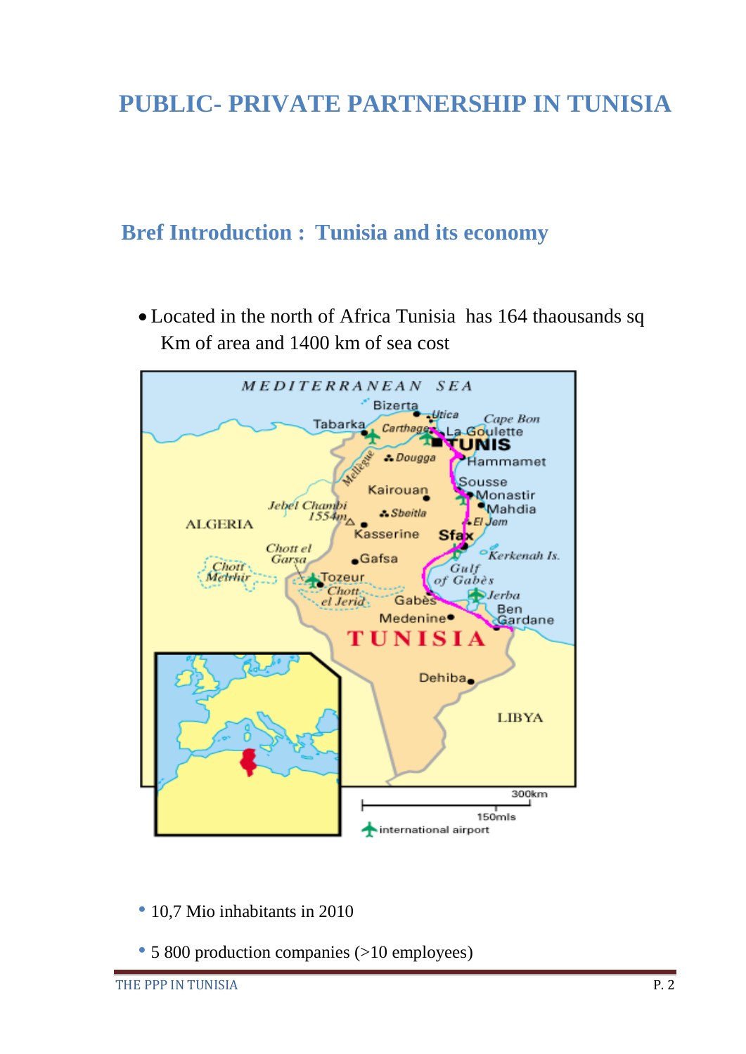# PUBLIC- PRIVATE PARTNERSHIP IN TUNISIA

## Bref Introduction : Tunisia and its economy

- Located in the north of Africa Tunisia has 164 thaousands sq Km of area and 1400 km of sea cost

- 10,7 Mio inhabitants in 2010
- 5 800 production companies (>10 employees)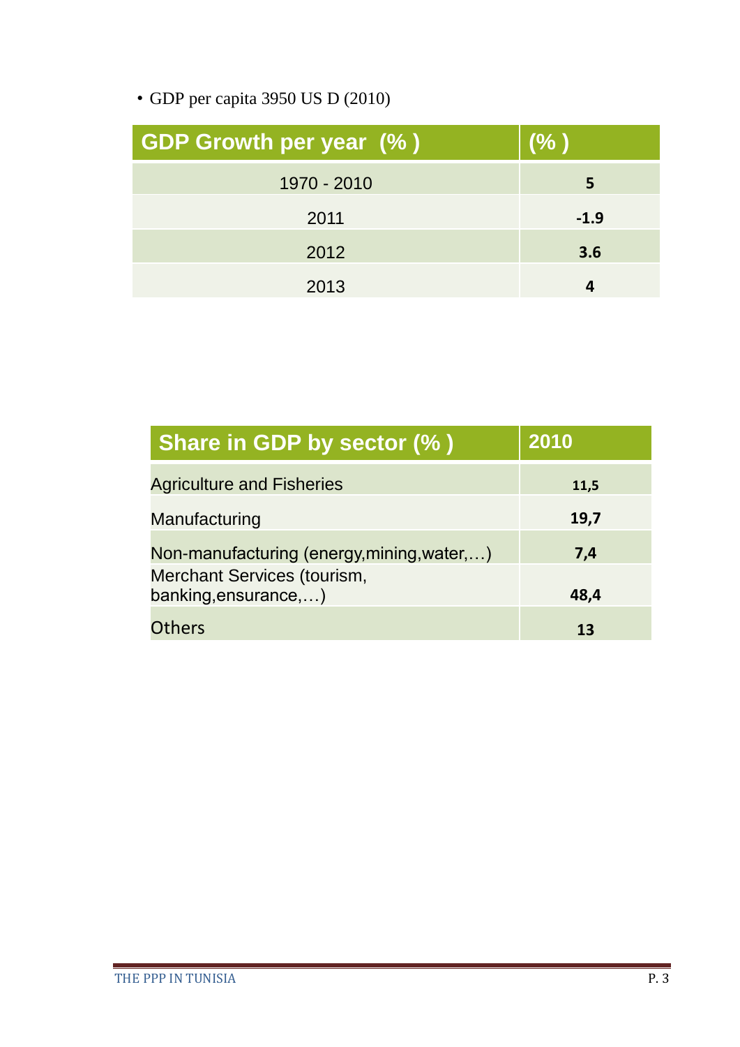- GDP per capita 3950 US D (2010)

| GDP Growth per year (% ) | (% ) |
|---|---|
| 1970 - 2010 | **5** |
| 2011 | **-1.9** |
| 2012 | **3.6** |
| 2013 | **4** |

| Share in GDP by sector (% ) | 2010 |
|---|---|
| Agriculture and Fisheries | **11,5** |
| Manufacturing | **19,7** |
| Non-manufacturing (energy,mining,water,…) | **7,4** |
| Merchant Services (tourism, banking,ensurance,…) | **48,4** |
| Others | **13** |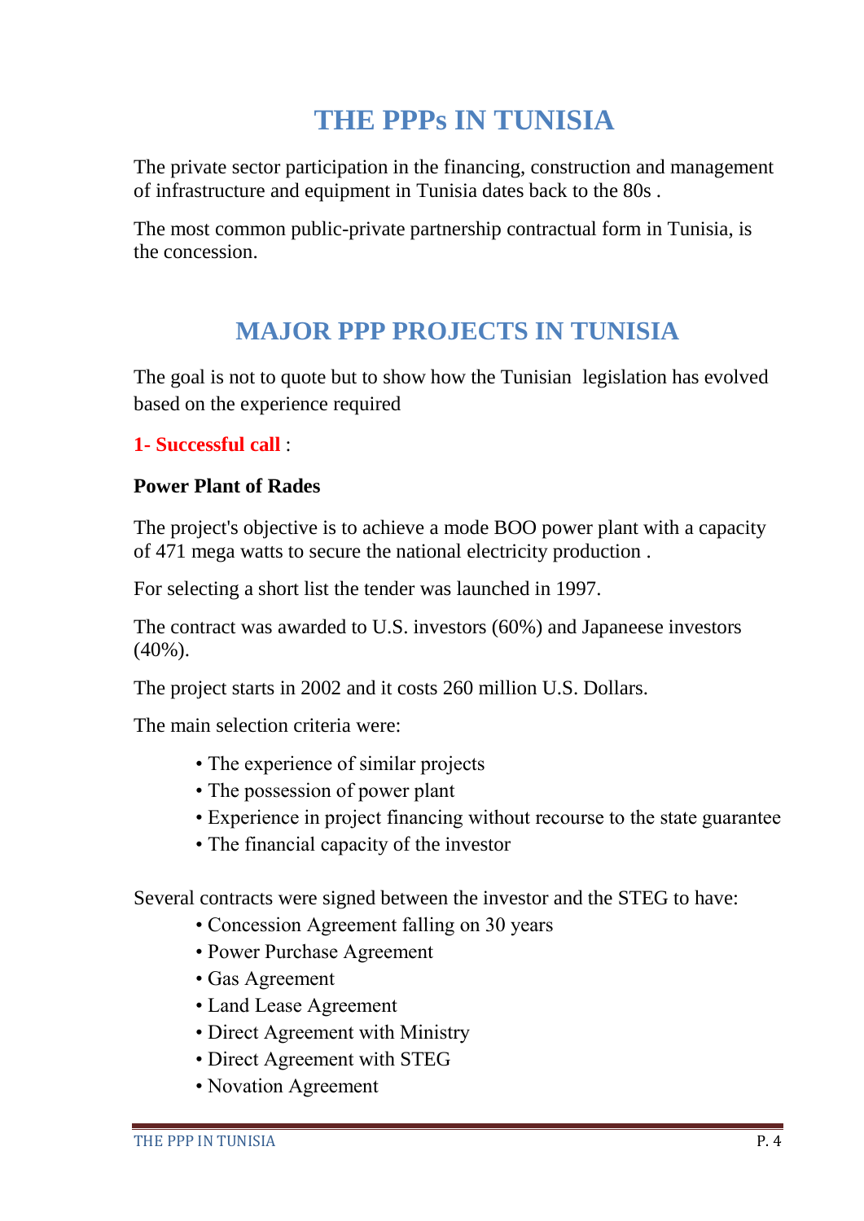# THE PPPs IN TUNISIA

The private sector participation in the financing, construction and management of infrastructure and equipment in Tunisia dates back to the 80s .

The most common public-private partnership contractual form in Tunisia, is the concession.

# MAJOR PPP PROJECTS IN TUNISIA

The goal is not to quote but to show how the Tunisian legislation has evolved based on the experience required

**1- Successful call** :

**Power Plant of Rades**

The project's objective is to achieve a mode BOO power plant with a capacity of 471 mega watts to secure the national electricity production .

For selecting a short list the tender was launched in 1997.

The contract was awarded to U.S. investors (60%) and Japaneese investors (40%).

The project starts in 2002 and it costs 260 million U.S. Dollars.

The main selection criteria were:

- The experience of similar projects
- The possession of power plant
- Experience in project financing without recourse to the state guarantee
- The financial capacity of the investor

Several contracts were signed between the investor and the STEG to have:

- Concession Agreement falling on 30 years
- Power Purchase Agreement
- Gas Agreement
- Land Lease Agreement
- Direct Agreement with Ministry
- Direct Agreement with STEG
- Novation Agreement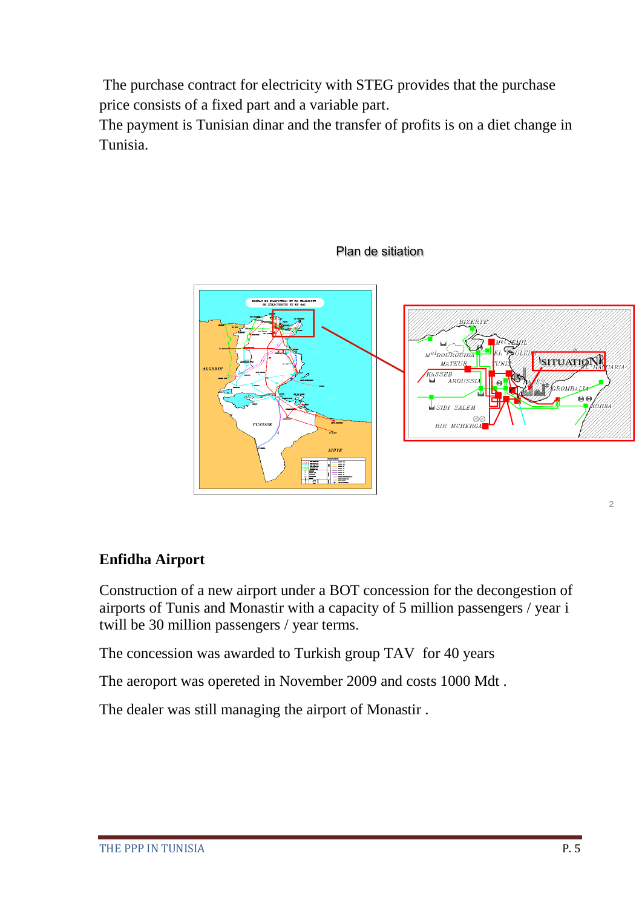The purchase contract for electricity with STEG provides that the purchase price consists of a fixed part and a variable part.
The payment is Tunisian dinar and the transfer of profits is on a diet change in Tunisia.

Plan de sitiation

**Enfidha Airport**

Construction of a new airport under a BOT concession for the decongestion of airports of Tunis and Monastir with a capacity of 5 million passengers / year i twill be 30 million passengers / year terms.

The concession was awarded to Turkish group TAV for 40 years

The aeroport was opereted in November 2009 and costs 1000 Mdt .

The dealer was still managing the airport of Monastir .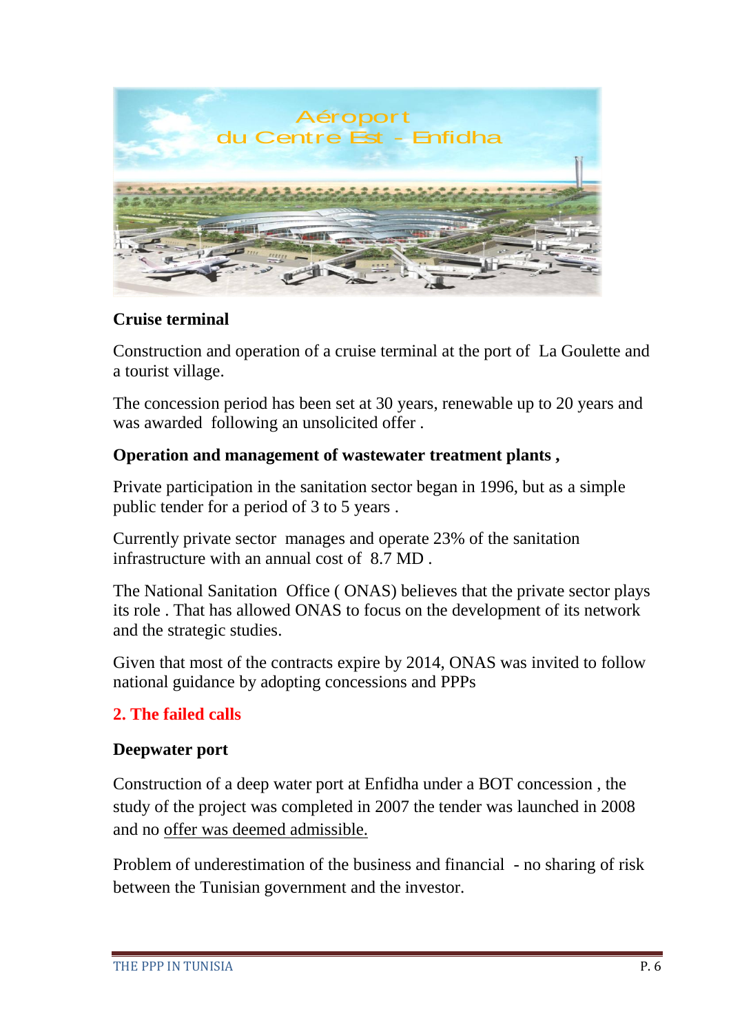**Cruise terminal**

Construction and operation of a cruise terminal at the port of La Goulette and a tourist village.

The concession period has been set at 30 years, renewable up to 20 years and was awarded following an unsolicited offer .

**Operation and management of wastewater treatment plants ,**

Private participation in the sanitation sector began in 1996, but as a simple public tender for a period of 3 to 5 years .

Currently private sector manages and operate 23% of the sanitation infrastructure with an annual cost of 8.7 MD .

The National Sanitation Office ( ONAS) believes that the private sector plays its role . That has allowed ONAS to focus on the development of its network and the strategic studies.

Given that most of the contracts expire by 2014, ONAS was invited to follow national guidance by adopting concessions and PPPs

## 2. The failed calls

**Deepwater port**

Construction of a deep water port at Enfidha under a BOT concession , the study of the project was completed in 2007 the tender was launched in 2008 and no offer was deemed admissible.

Problem of underestimation of the business and financial - no sharing of risk between the Tunisian government and the investor.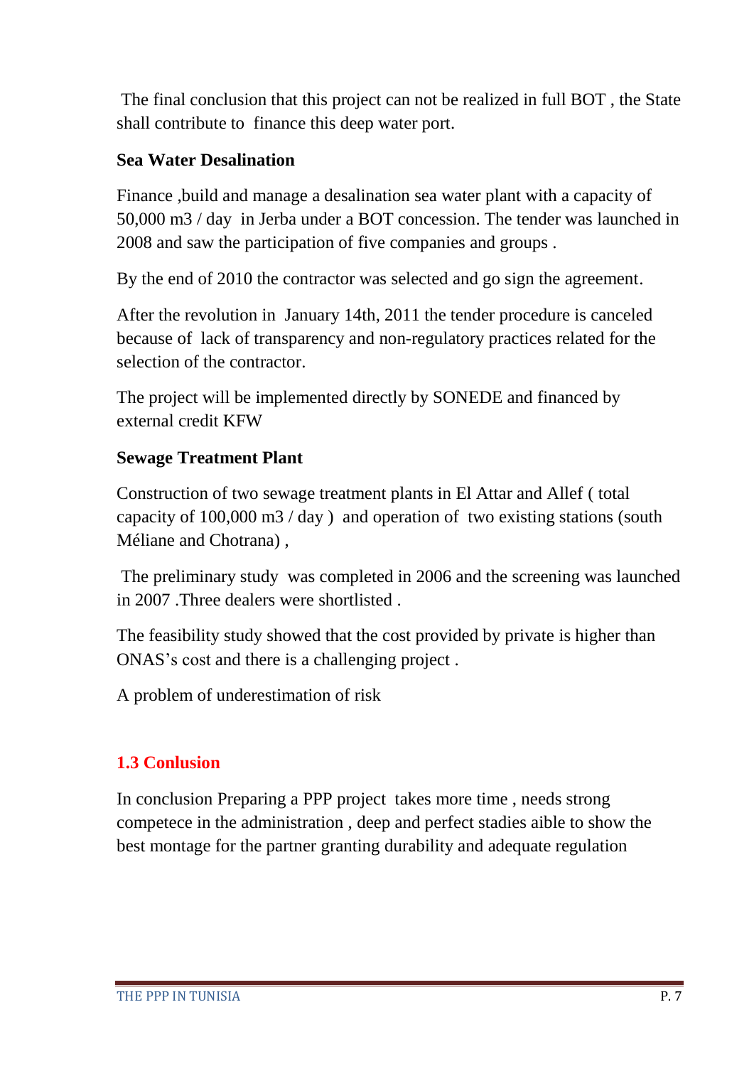The final conclusion that this project can not be realized in full BOT , the State shall contribute to finance this deep water port.

**Sea Water Desalination**

Finance ,build and manage a desalination sea water plant with a capacity of 50,000 m3 / day in Jerba under a BOT concession. The tender was launched in 2008 and saw the participation of five companies and groups .

By the end of 2010 the contractor was selected and go sign the agreement.

After the revolution in January 14th, 2011 the tender procedure is canceled because of lack of transparency and non-regulatory practices related for the selection of the contractor.

The project will be implemented directly by SONEDE and financed by external credit KFW

**Sewage Treatment Plant**

Construction of two sewage treatment plants in El Attar and Allef ( total capacity of 100,000 m3 / day ) and operation of two existing stations (south Méliane and Chotrana) ,

The preliminary study was completed in 2006 and the screening was launched in 2007 .Three dealers were shortlisted .

The feasibility study showed that the cost provided by private is higher than ONAS's cost and there is a challenging project .

A problem of underestimation of risk

## 1.3 Conlusion

In conclusion Preparing a PPP project takes more time , needs strong competece in the administration , deep and perfect stadies aible to show the best montage for the partner granting durability and adequate regulation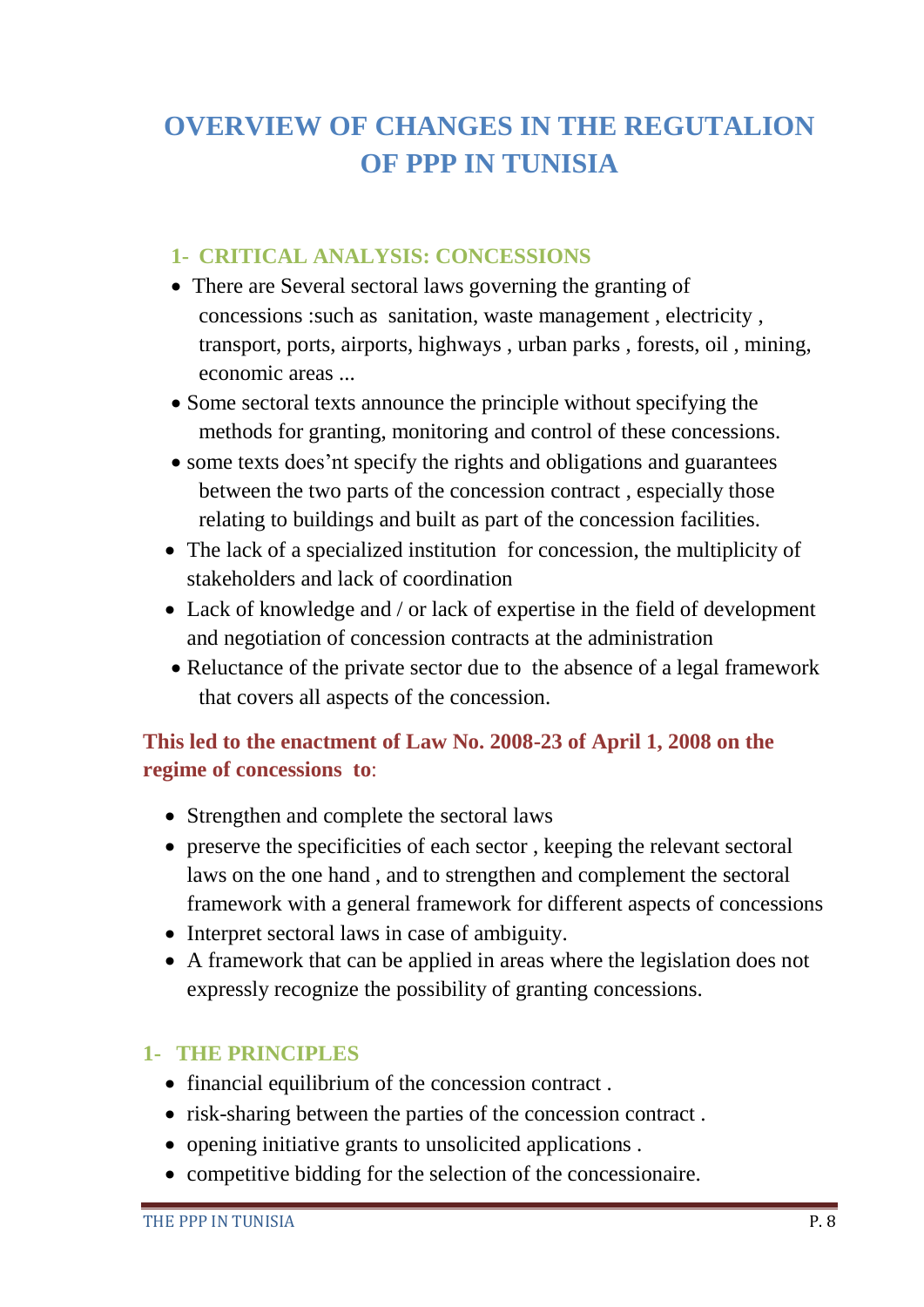# OVERVIEW OF CHANGES IN THE REGUTALION OF PPP IN TUNISIA

## 1- CRITICAL ANALYSIS: CONCESSIONS

- There are Several sectoral laws governing the granting of concessions :such as sanitation, waste management , electricity , transport, ports, airports, highways , urban parks , forests, oil , mining, economic areas ...
- Some sectoral texts announce the principle without specifying the methods for granting, monitoring and control of these concessions.
- some texts does'nt specify the rights and obligations and guarantees between the two parts of the concession contract , especially those relating to buildings and built as part of the concession facilities.
- The lack of a specialized institution for concession, the multiplicity of stakeholders and lack of coordination
- Lack of knowledge and / or lack of expertise in the field of development and negotiation of concession contracts at the administration
- Reluctance of the private sector due to the absence of a legal framework that covers all aspects of the concession.

**This led to the enactment of Law No. 2008-23 of April 1, 2008 on the regime of concessions to**:

- Strengthen and complete the sectoral laws
- preserve the specificities of each sector , keeping the relevant sectoral laws on the one hand , and to strengthen and complement the sectoral framework with a general framework for different aspects of concessions
- Interpret sectoral laws in case of ambiguity.
- A framework that can be applied in areas where the legislation does not expressly recognize the possibility of granting concessions.

## 1- THE PRINCIPLES

- financial equilibrium of the concession contract .
- risk-sharing between the parties of the concession contract .
- opening initiative grants to unsolicited applications .
- competitive bidding for the selection of the concessionaire.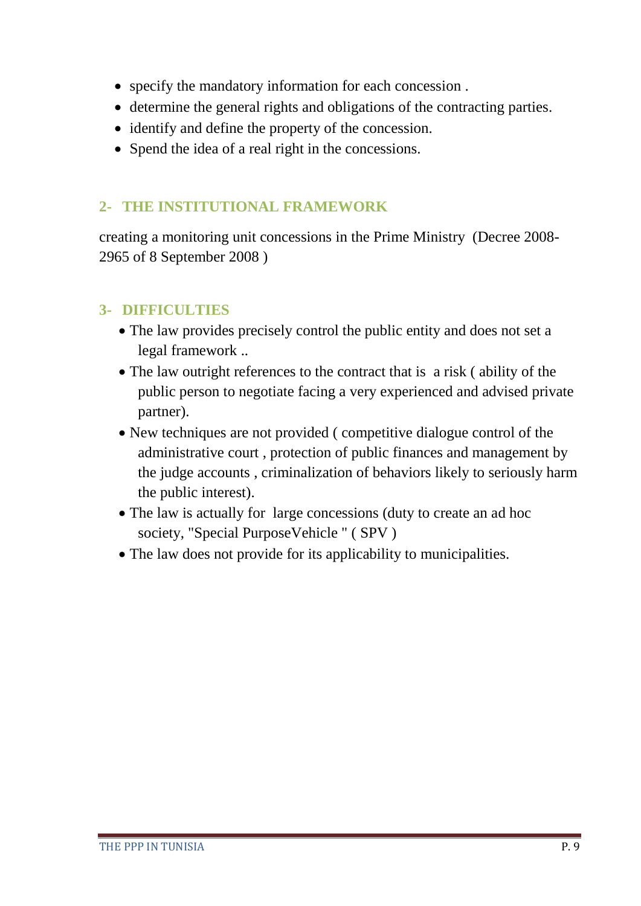- specify the mandatory information for each concession .
- determine the general rights and obligations of the contracting parties.
- identify and define the property of the concession.
- Spend the idea of a real right in the concessions.

## 2- THE INSTITUTIONAL FRAMEWORK

creating a monitoring unit concessions in the Prime Ministry (Decree 2008-2965 of 8 September 2008 )

## 3- DIFFICULTIES

- The law provides precisely control the public entity and does not set a legal framework ..
- The law outright references to the contract that is a risk ( ability of the public person to negotiate facing a very experienced and advised private partner).
- New techniques are not provided ( competitive dialogue control of the administrative court , protection of public finances and management by the judge accounts , criminalization of behaviors likely to seriously harm the public interest).
- The law is actually for large concessions (duty to create an ad hoc society, "Special PurposeVehicle " ( SPV )
- The law does not provide for its applicability to municipalities.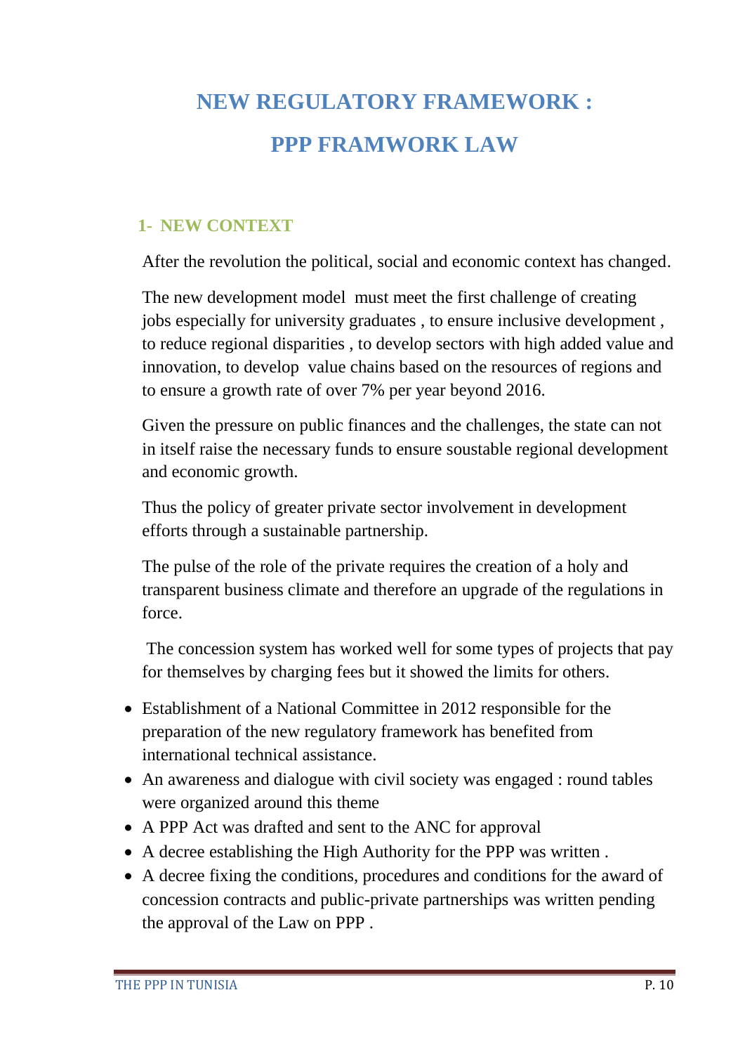# NEW REGULATORY FRAMEWORK :

# PPP FRAMWORK LAW

## 1- NEW CONTEXT

After the revolution the political, social and economic context has changed.

The new development model must meet the first challenge of creating jobs especially for university graduates , to ensure inclusive development , to reduce regional disparities , to develop sectors with high added value and innovation, to develop value chains based on the resources of regions and to ensure a growth rate of over 7% per year beyond 2016.

Given the pressure on public finances and the challenges, the state can not in itself raise the necessary funds to ensure soustable regional development and economic growth.

Thus the policy of greater private sector involvement in development efforts through a sustainable partnership.

The pulse of the role of the private requires the creation of a holy and transparent business climate and therefore an upgrade of the regulations in force.

The concession system has worked well for some types of projects that pay for themselves by charging fees but it showed the limits for others.

- Establishment of a National Committee in 2012 responsible for the preparation of the new regulatory framework has benefited from international technical assistance.
- An awareness and dialogue with civil society was engaged : round tables were organized around this theme
- A PPP Act was drafted and sent to the ANC for approval
- A decree establishing the High Authority for the PPP was written .
- A decree fixing the conditions, procedures and conditions for the award of concession contracts and public-private partnerships was written pending the approval of the Law on PPP .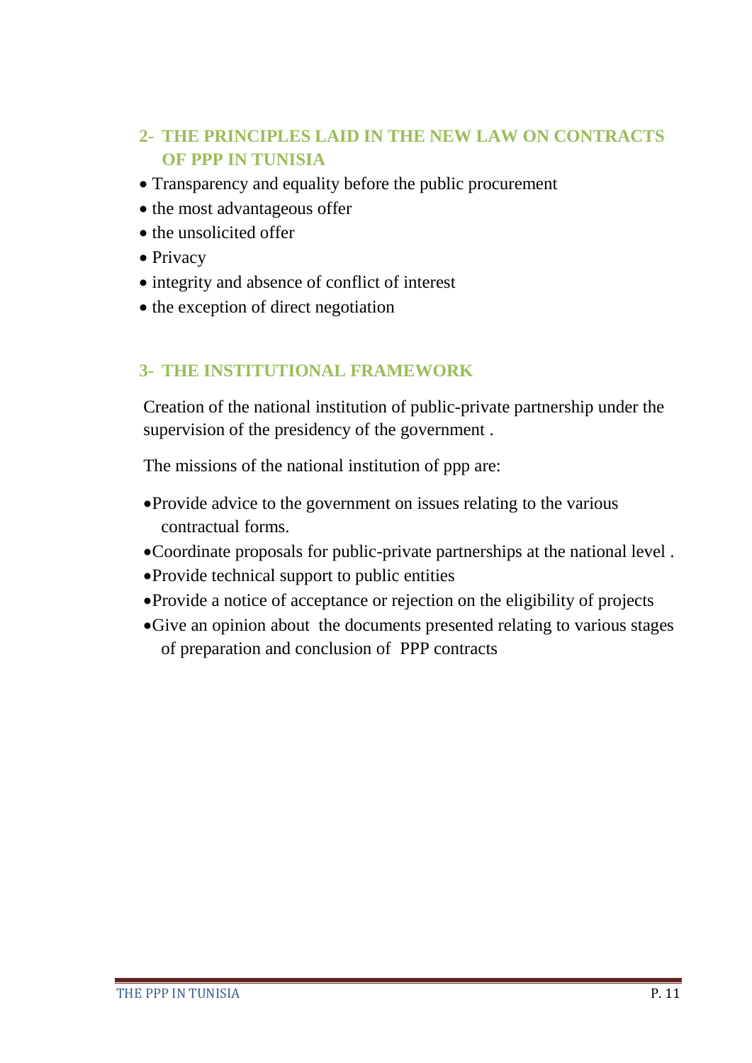## 2- THE PRINCIPLES LAID IN THE NEW LAW ON CONTRACTS OF PPP IN TUNISIA

- Transparency and equality before the public procurement
- the most advantageous offer
- the unsolicited offer
- Privacy
- integrity and absence of conflict of interest
- the exception of direct negotiation

## 3- THE INSTITUTIONAL FRAMEWORK

Creation of the national institution of public-private partnership under the supervision of the presidency of the government .

The missions of the national institution of ppp are:

- Provide advice to the government on issues relating to the various contractual forms.
- Coordinate proposals for public-private partnerships at the national level .
- Provide technical support to public entities
- Provide a notice of acceptance or rejection on the eligibility of projects
- Give an opinion about the documents presented relating to various stages of preparation and conclusion of PPP contracts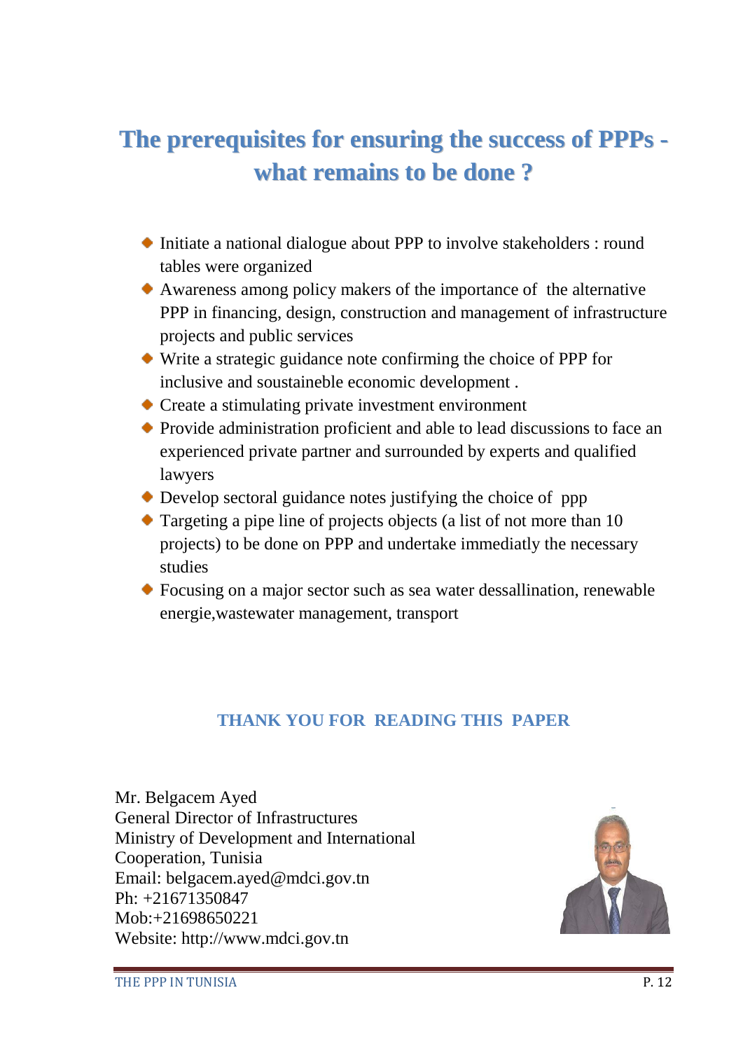## The prerequisites for ensuring the success of PPPs - what remains to be done ?

- Initiate a national dialogue about PPP to involve stakeholders : round tables were organized
- Awareness among policy makers of the importance of the alternative PPP in financing, design, construction and management of infrastructure projects and public services
- Write a strategic guidance note confirming the choice of PPP for inclusive and soustaineble economic development .
- Create a stimulating private investment environment
- Provide administration proficient and able to lead discussions to face an experienced private partner and surrounded by experts and qualified lawyers
- Develop sectoral guidance notes justifying the choice of ppp
- Targeting a pipe line of projects objects (a list of not more than 10 projects) to be done on PPP and undertake immediatly the necessary studies
- Focusing on a major sector such as sea water dessallination, renewable energie,wastewater management, transport

**THANK YOU FOR READING THIS PAPER**

Mr. Belgacem Ayed
General Director of Infrastructures
Ministry of Development and International Cooperation, Tunisia
Email: belgacem.ayed@mdci.gov.tn
Ph: +21671350847
Mob:+21698650221
Website: http://www.mdci.gov.tn